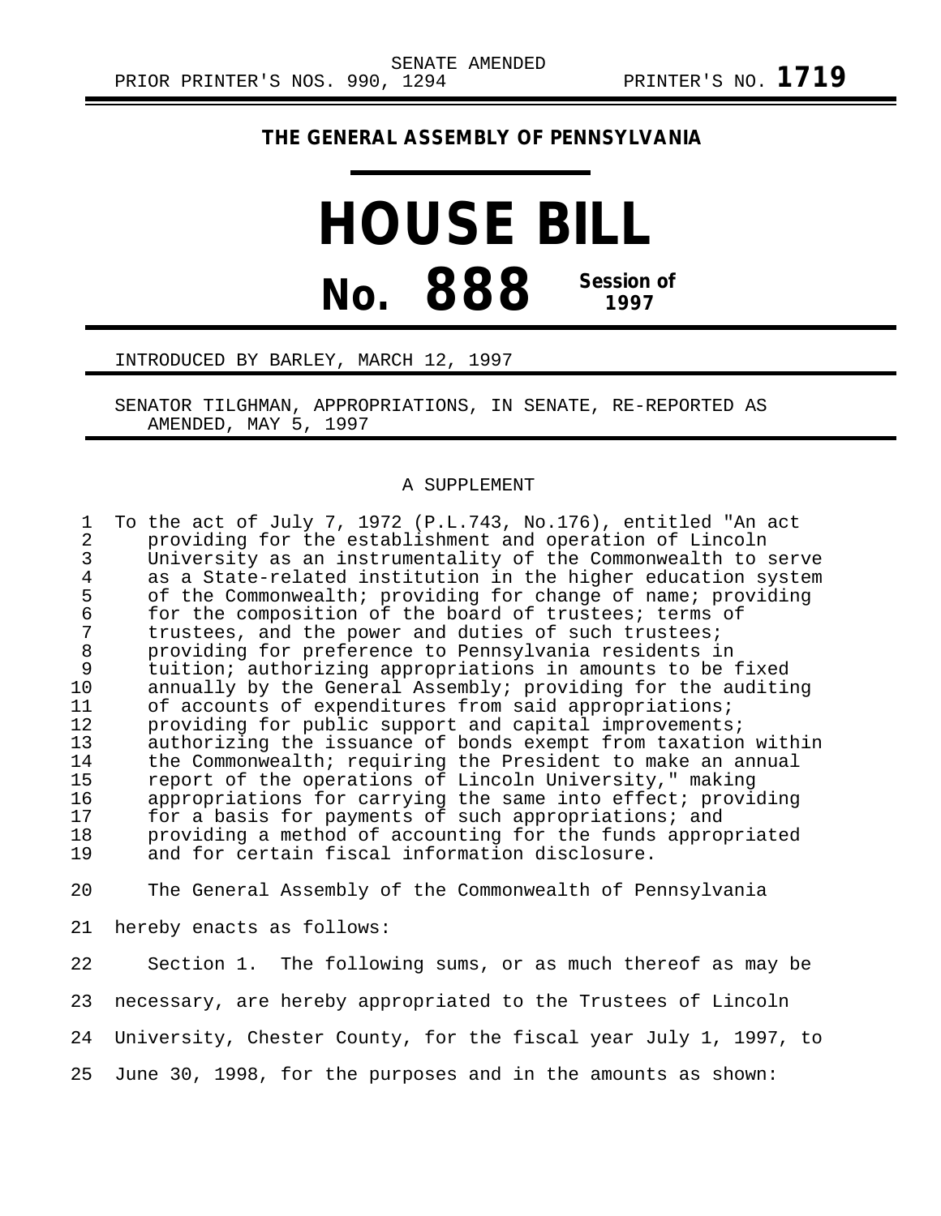SENATE AMENDED

PRIOR PRINTER'S NOS. 990, 1294 PRINTER'S NO. **1719**

**THE GENERAL ASSEMBLY OF PENNSYLVANIA**

# HOUSE BILL

# No. 888 Session of 1997

INTRODUCED BY BARLEY, MARCH 12, 1997

SENATOR TILGHMAN, APPROPRIATIONS, IN SENATE, RE-REPORTED AS AMENDED, MAY 5, 1997

A SUPPLEMENT

To the act of July 7, 1972 (P.L.743, No.176), entitled "An act providing for the establishment and operation of Lincoln University as an instrumentality of the Commonwealth to serve as a State-related institution in the higher education system of the Commonwealth; providing for change of name; providing for the composition of the board of trustees; terms of trustees, and the power and duties of such trustees; providing for preference to Pennsylvania residents in tuition; authorizing appropriations in amounts to be fixed annually by the General Assembly; providing for the auditing of accounts of expenditures from said appropriations; providing for public support and capital improvements; authorizing the issuance of bonds exempt from taxation within the Commonwealth; requiring the President to make an annual report of the operations of Lincoln University," making appropriations for carrying the same into effect; providing for a basis for payments of such appropriations; and providing a method of accounting for the funds appropriated and for certain fiscal information disclosure.

The General Assembly of the Commonwealth of Pennsylvania hereby enacts as follows:

Section 1. The following sums, or as much thereof as may be necessary, are hereby appropriated to the Trustees of Lincoln University, Chester County, for the fiscal year July 1, 1997, to June 30, 1998, for the purposes and in the amounts as shown: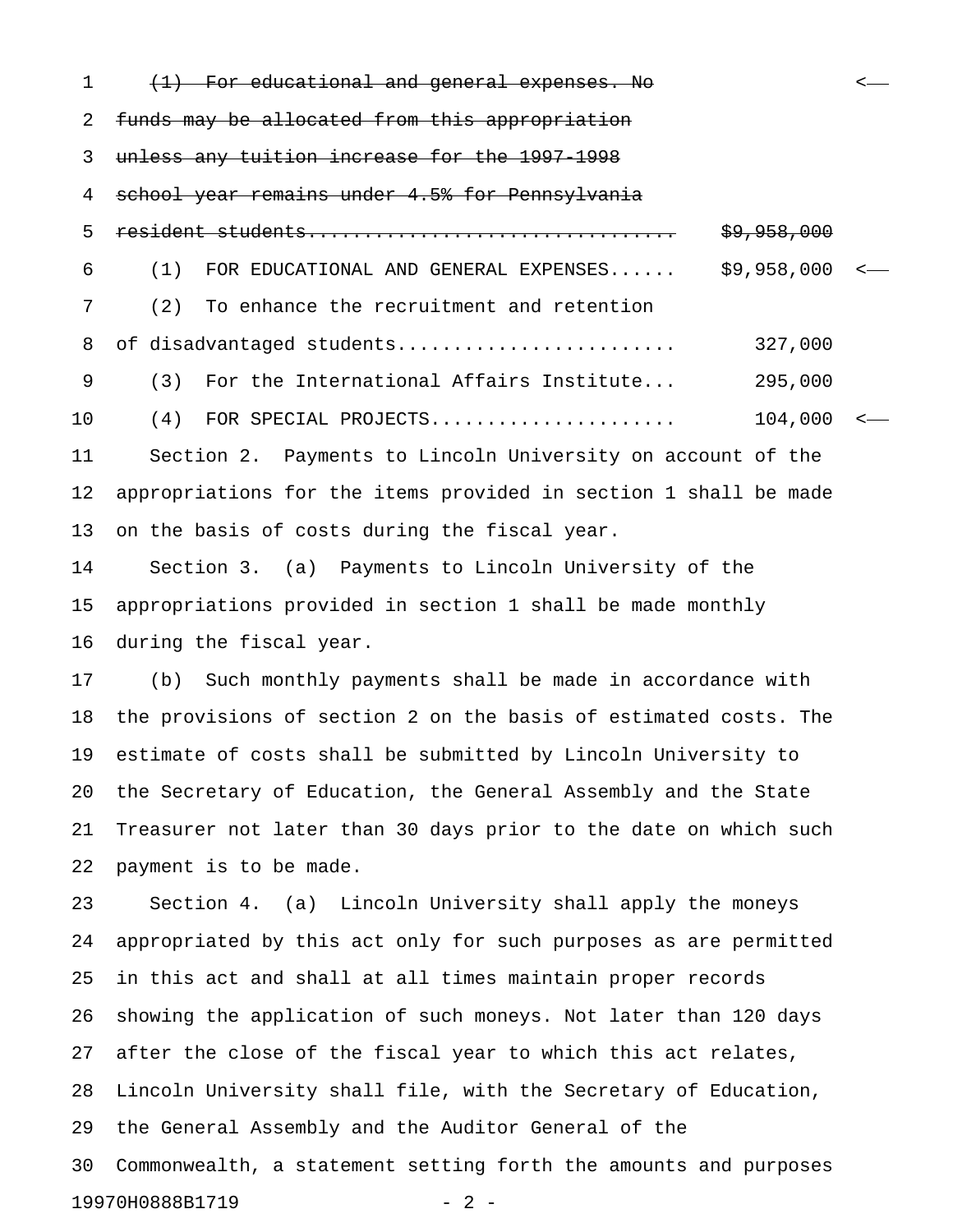~~(1) For educational and general expenses. No funds may be allocated from this appropriation unless any tuition increase for the 1997-1998 school year remains under 4.5% for Pennsylvania resident students................................ $9,958,000~~

(1) FOR EDUCATIONAL AND GENERAL EXPENSES...... $9,958,000

(2) To enhance the recruitment and retention of disadvantaged students......................... 327,000

(3) For the International Affairs Institute... 295,000

(4) FOR SPECIAL PROJECTS...................... 104,000

Section 2. Payments to Lincoln University on account of the appropriations for the items provided in section 1 shall be made on the basis of costs during the fiscal year.

Section 3. (a) Payments to Lincoln University of the appropriations provided in section 1 shall be made monthly during the fiscal year.

(b) Such monthly payments shall be made in accordance with the provisions of section 2 on the basis of estimated costs. The estimate of costs shall be submitted by Lincoln University to the Secretary of Education, the General Assembly and the State Treasurer not later than 30 days prior to the date on which such payment is to be made.

Section 4. (a) Lincoln University shall apply the moneys appropriated by this act only for such purposes as are permitted in this act and shall at all times maintain proper records showing the application of such moneys. Not later than 120 days after the close of the fiscal year to which this act relates, Lincoln University shall file, with the Secretary of Education, the General Assembly and the Auditor General of the Commonwealth, a statement setting forth the amounts and purposes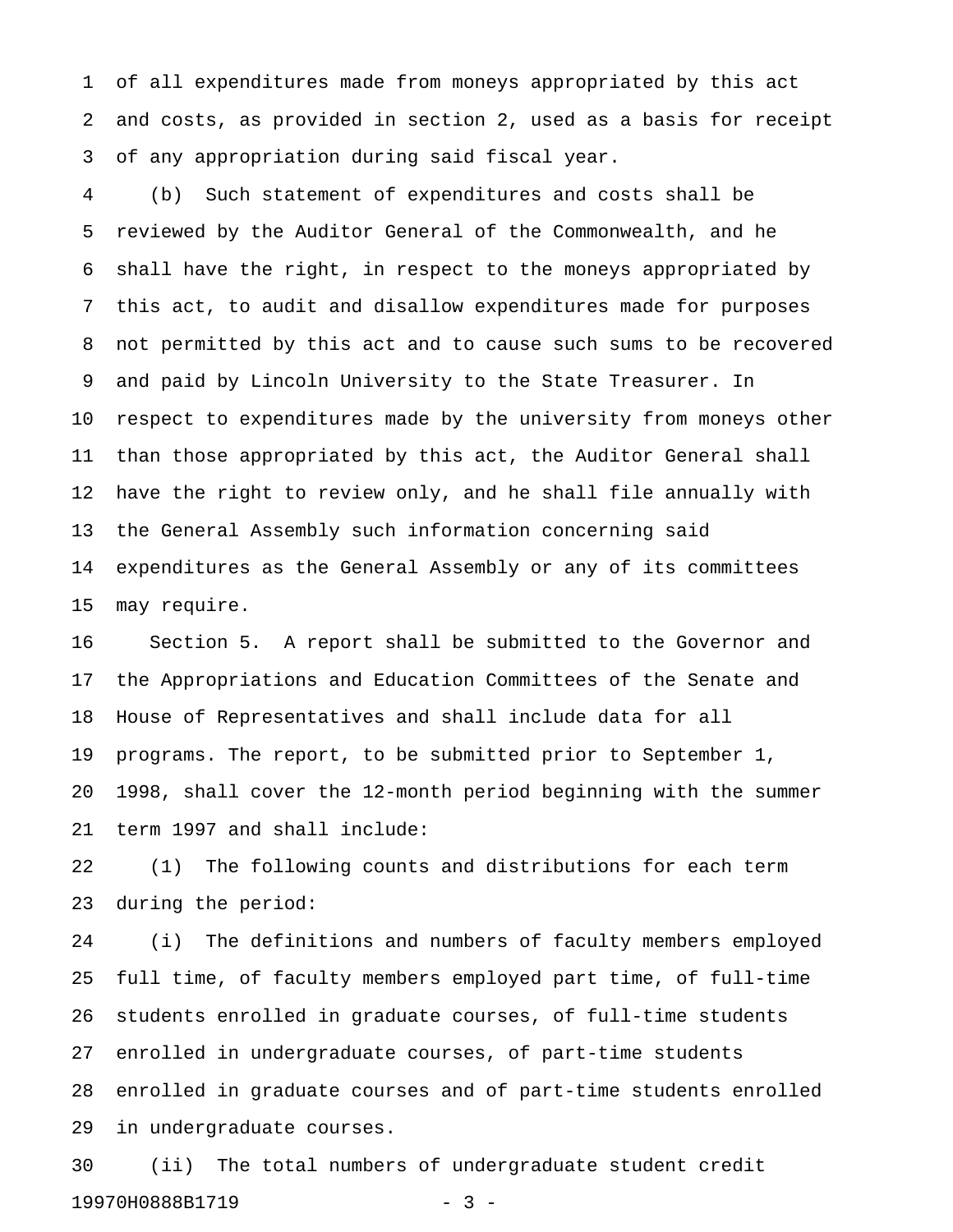of all expenditures made from moneys appropriated by this act and costs, as provided in section 2, used as a basis for receipt of any appropriation during said fiscal year.

(b) Such statement of expenditures and costs shall be reviewed by the Auditor General of the Commonwealth, and he shall have the right, in respect to the moneys appropriated by this act, to audit and disallow expenditures made for purposes not permitted by this act and to cause such sums to be recovered and paid by Lincoln University to the State Treasurer. In respect to expenditures made by the university from moneys other than those appropriated by this act, the Auditor General shall have the right to review only, and he shall file annually with the General Assembly such information concerning said expenditures as the General Assembly or any of its committees may require.

Section 5. A report shall be submitted to the Governor and the Appropriations and Education Committees of the Senate and House of Representatives and shall include data for all programs. The report, to be submitted prior to September 1, 1998, shall cover the 12-month period beginning with the summer term 1997 and shall include:

(1) The following counts and distributions for each term during the period:

(i) The definitions and numbers of faculty members employed full time, of faculty members employed part time, of full-time students enrolled in graduate courses, of full-time students enrolled in undergraduate courses, of part-time students enrolled in graduate courses and of part-time students enrolled in undergraduate courses.

(ii) The total numbers of undergraduate student credit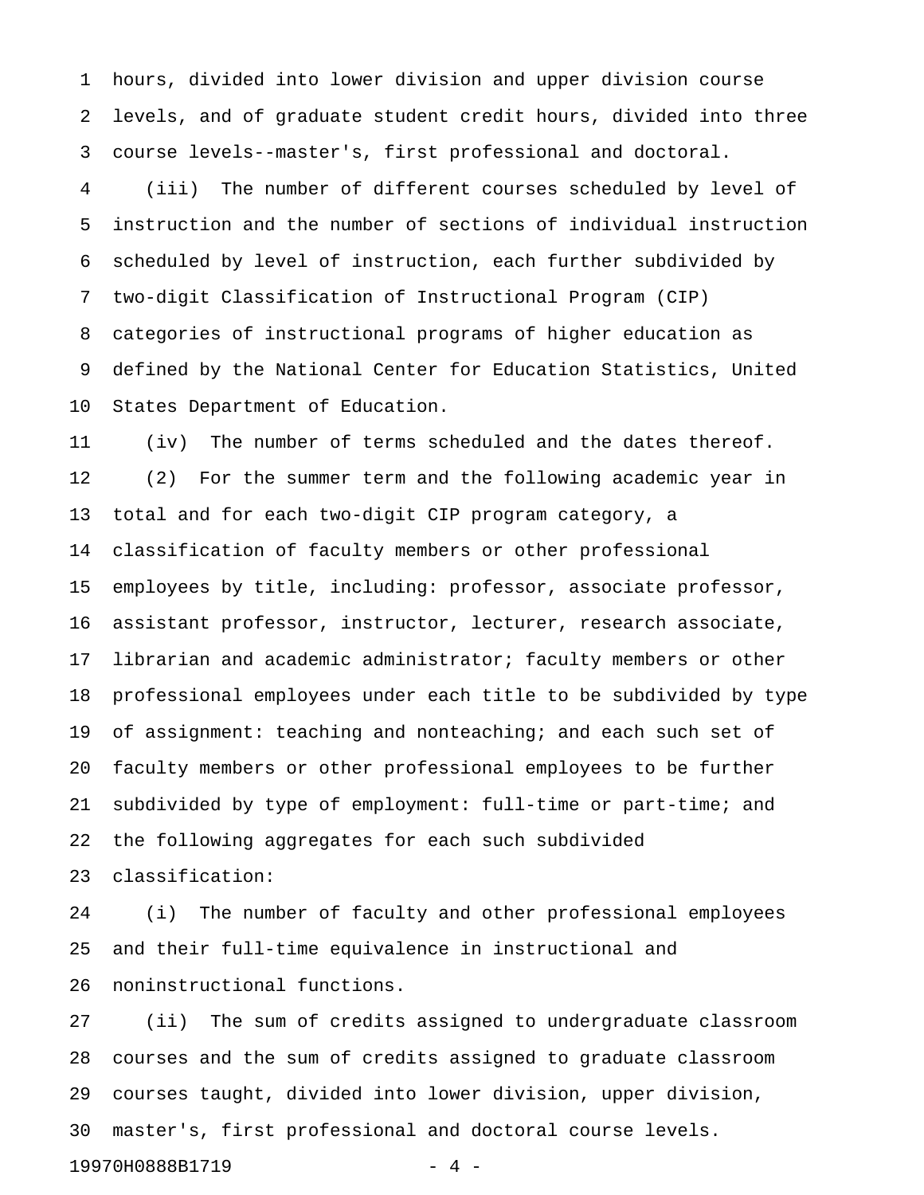hours, divided into lower division and upper division course levels, and of graduate student credit hours, divided into three course levels--master's, first professional and doctoral.

(iii) The number of different courses scheduled by level of instruction and the number of sections of individual instruction scheduled by level of instruction, each further subdivided by two-digit Classification of Instructional Program (CIP) categories of instructional programs of higher education as defined by the National Center for Education Statistics, United States Department of Education.

(iv) The number of terms scheduled and the dates thereof.

(2) For the summer term and the following academic year in total and for each two-digit CIP program category, a classification of faculty members or other professional employees by title, including: professor, associate professor, assistant professor, instructor, lecturer, research associate, librarian and academic administrator; faculty members or other professional employees under each title to be subdivided by type of assignment: teaching and nonteaching; and each such set of faculty members or other professional employees to be further subdivided by type of employment: full-time or part-time; and the following aggregates for each such subdivided classification:

(i) The number of faculty and other professional employees and their full-time equivalence in instructional and noninstructional functions.

(ii) The sum of credits assigned to undergraduate classroom courses and the sum of credits assigned to graduate classroom courses taught, divided into lower division, upper division, master's, first professional and doctoral course levels.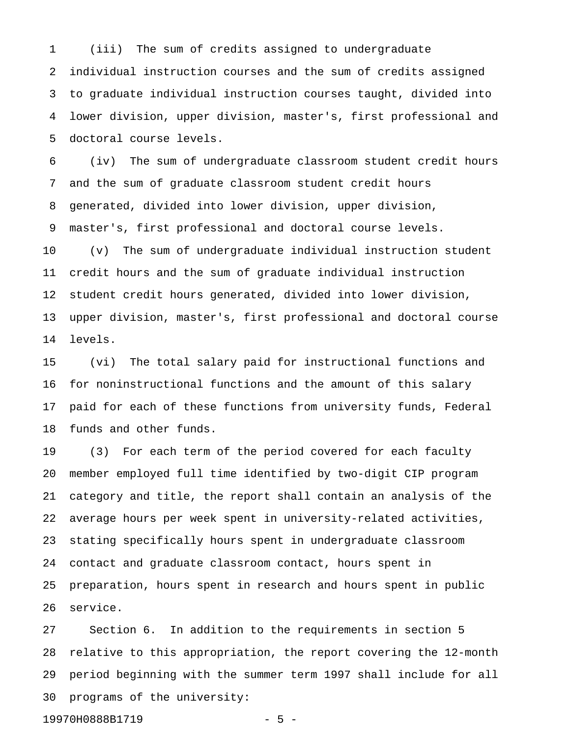(iii) The sum of credits assigned to undergraduate individual instruction courses and the sum of credits assigned to graduate individual instruction courses taught, divided into lower division, upper division, master's, first professional and doctoral course levels.

(iv) The sum of undergraduate classroom student credit hours and the sum of graduate classroom student credit hours generated, divided into lower division, upper division, master's, first professional and doctoral course levels.

(v) The sum of undergraduate individual instruction student credit hours and the sum of graduate individual instruction student credit hours generated, divided into lower division, upper division, master's, first professional and doctoral course levels.

(vi) The total salary paid for instructional functions and for noninstructional functions and the amount of this salary paid for each of these functions from university funds, Federal funds and other funds.

(3) For each term of the period covered for each faculty member employed full time identified by two-digit CIP program category and title, the report shall contain an analysis of the average hours per week spent in university-related activities, stating specifically hours spent in undergraduate classroom contact and graduate classroom contact, hours spent in preparation, hours spent in research and hours spent in public service.

Section 6. In addition to the requirements in section 5 relative to this appropriation, the report covering the 12-month period beginning with the summer term 1997 shall include for all programs of the university: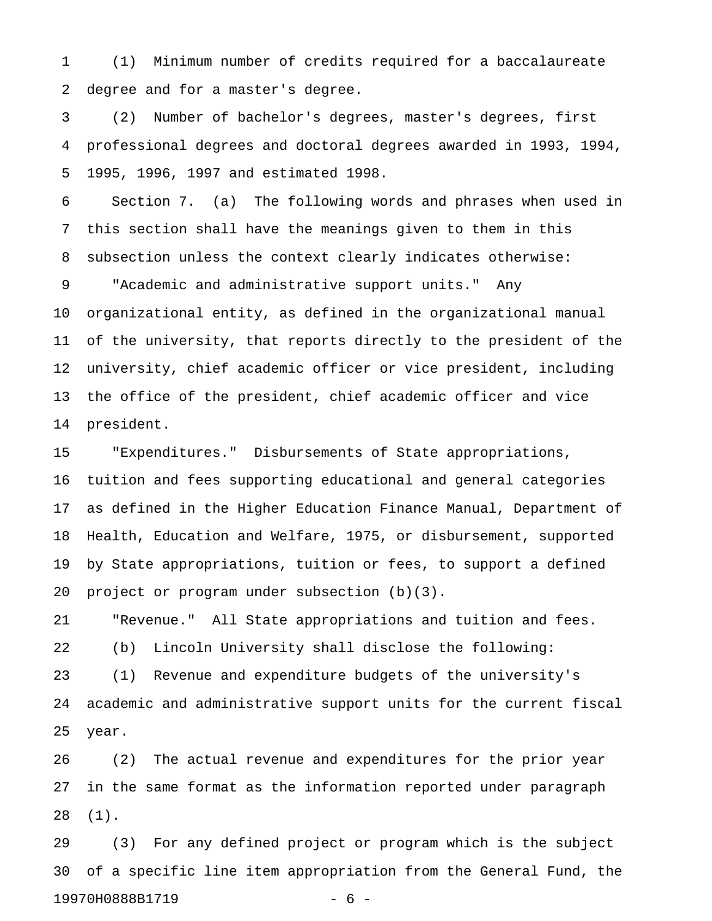(1) Minimum number of credits required for a baccalaureate degree and for a master's degree.

(2) Number of bachelor's degrees, master's degrees, first professional degrees and doctoral degrees awarded in 1993, 1994, 1995, 1996, 1997 and estimated 1998.

Section 7. (a) The following words and phrases when used in this section shall have the meanings given to them in this subsection unless the context clearly indicates otherwise:

"Academic and administrative support units." Any organizational entity, as defined in the organizational manual of the university, that reports directly to the president of the university, chief academic officer or vice president, including the office of the president, chief academic officer and vice president.

"Expenditures." Disbursements of State appropriations, tuition and fees supporting educational and general categories as defined in the Higher Education Finance Manual, Department of Health, Education and Welfare, 1975, or disbursement, supported by State appropriations, tuition or fees, to support a defined project or program under subsection (b)(3).

"Revenue." All State appropriations and tuition and fees.

(b) Lincoln University shall disclose the following:

(1) Revenue and expenditure budgets of the university's academic and administrative support units for the current fiscal year.

(2) The actual revenue and expenditures for the prior year in the same format as the information reported under paragraph (1).

(3) For any defined project or program which is the subject of a specific line item appropriation from the General Fund, the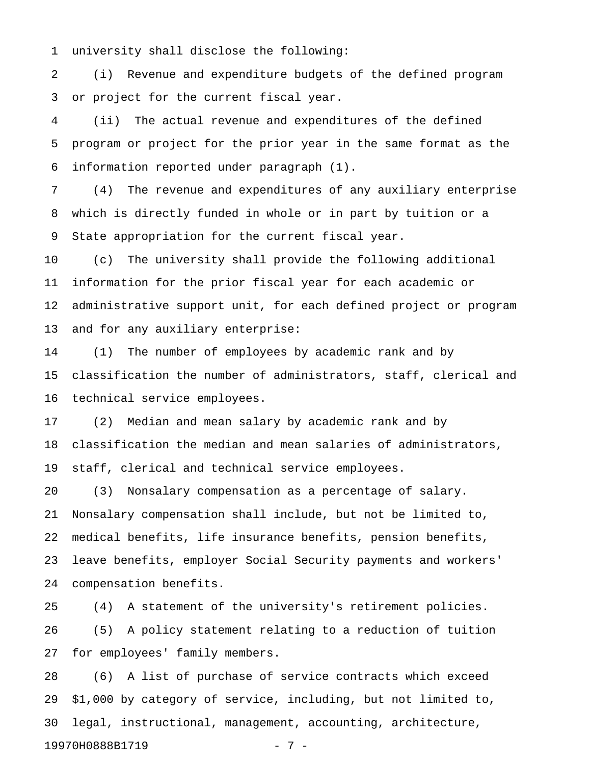university shall disclose the following:

(i) Revenue and expenditure budgets of the defined program or project for the current fiscal year.

(ii) The actual revenue and expenditures of the defined program or project for the prior year in the same format as the information reported under paragraph (1).

(4) The revenue and expenditures of any auxiliary enterprise which is directly funded in whole or in part by tuition or a State appropriation for the current fiscal year.

(c) The university shall provide the following additional information for the prior fiscal year for each academic or administrative support unit, for each defined project or program and for any auxiliary enterprise:

(1) The number of employees by academic rank and by classification the number of administrators, staff, clerical and technical service employees.

(2) Median and mean salary by academic rank and by classification the median and mean salaries of administrators, staff, clerical and technical service employees.

(3) Nonsalary compensation as a percentage of salary. Nonsalary compensation shall include, but not be limited to, medical benefits, life insurance benefits, pension benefits, leave benefits, employer Social Security payments and workers' compensation benefits.

(4) A statement of the university's retirement policies.

(5) A policy statement relating to a reduction of tuition for employees' family members.

(6) A list of purchase of service contracts which exceed $1,000 by category of service, including, but not limited to, legal, instructional, management, accounting, architecture,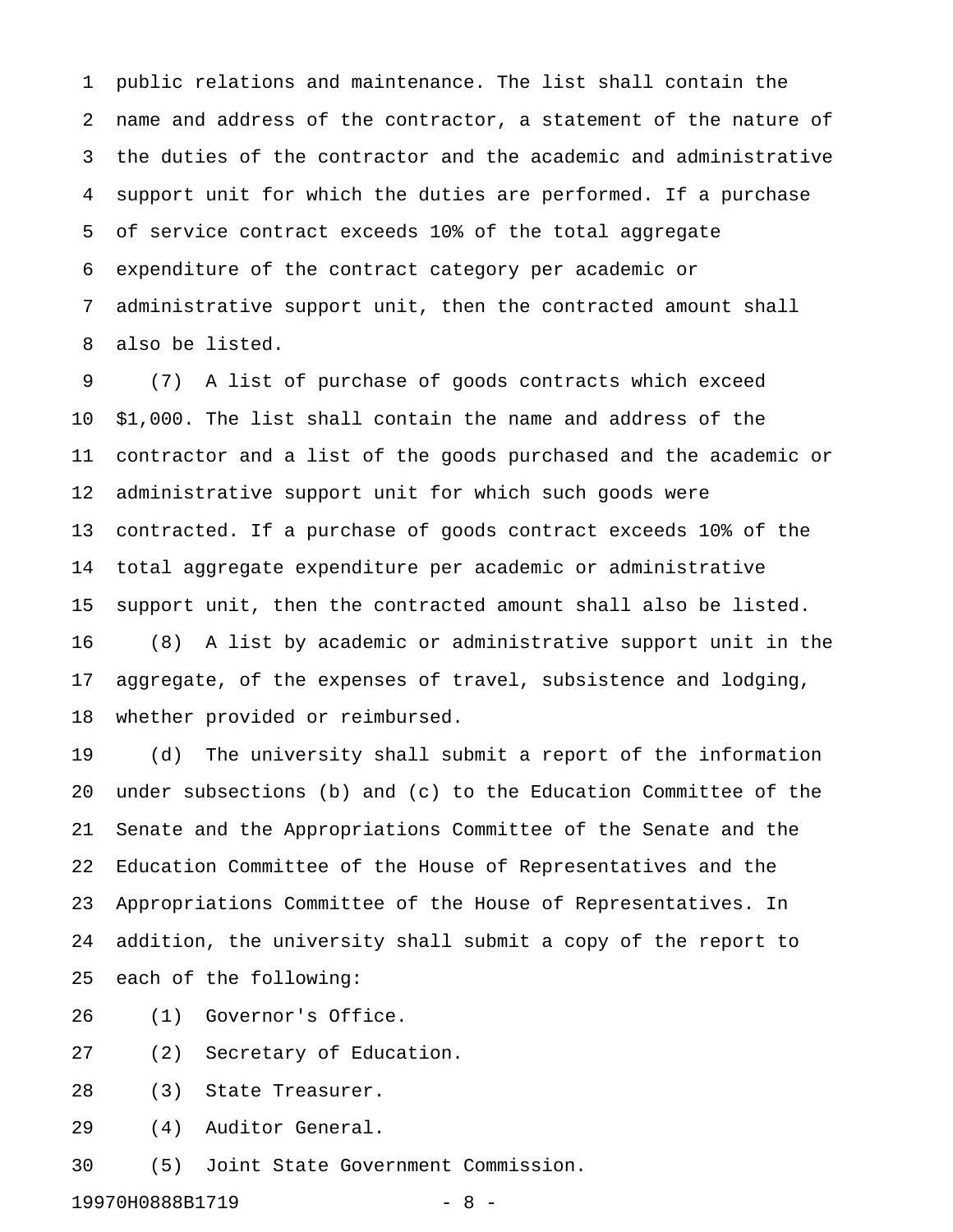public relations and maintenance. The list shall contain the name and address of the contractor, a statement of the nature of the duties of the contractor and the academic and administrative support unit for which the duties are performed. If a purchase of service contract exceeds 10% of the total aggregate expenditure of the contract category per academic or administrative support unit, then the contracted amount shall also be listed.

(7) A list of purchase of goods contracts which exceed $1,000. The list shall contain the name and address of the contractor and a list of the goods purchased and the academic or administrative support unit for which such goods were contracted. If a purchase of goods contract exceeds 10% of the total aggregate expenditure per academic or administrative support unit, then the contracted amount shall also be listed.

(8) A list by academic or administrative support unit in the aggregate, of the expenses of travel, subsistence and lodging, whether provided or reimbursed.

(d) The university shall submit a report of the information under subsections (b) and (c) to the Education Committee of the Senate and the Appropriations Committee of the Senate and the Education Committee of the House of Representatives and the Appropriations Committee of the House of Representatives. In addition, the university shall submit a copy of the report to each of the following:

(1) Governor's Office.

(2) Secretary of Education.

(3) State Treasurer.

(4) Auditor General.

(5) Joint State Government Commission.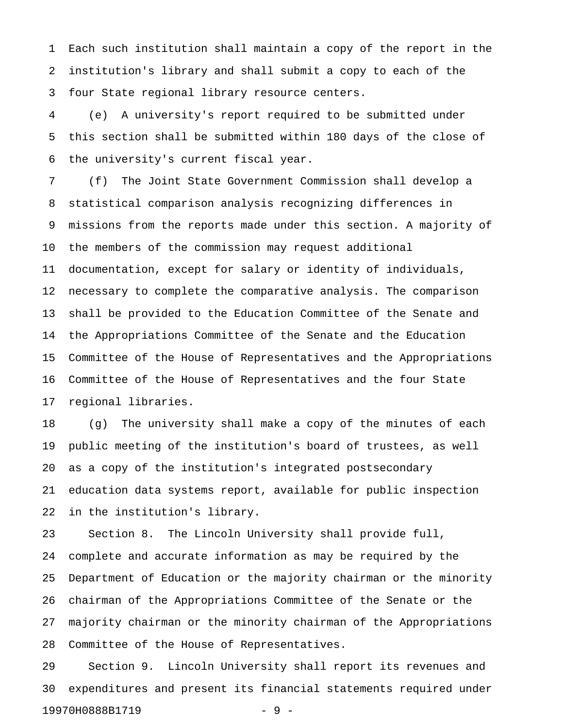Each such institution shall maintain a copy of the report in the institution's library and shall submit a copy to each of the four State regional library resource centers.

(e) A university's report required to be submitted under this section shall be submitted within 180 days of the close of the university's current fiscal year.

(f) The Joint State Government Commission shall develop a statistical comparison analysis recognizing differences in missions from the reports made under this section. A majority of the members of the commission may request additional documentation, except for salary or identity of individuals, necessary to complete the comparative analysis. The comparison shall be provided to the Education Committee of the Senate and the Appropriations Committee of the Senate and the Education Committee of the House of Representatives and the Appropriations Committee of the House of Representatives and the four State regional libraries.

(g) The university shall make a copy of the minutes of each public meeting of the institution's board of trustees, as well as a copy of the institution's integrated postsecondary education data systems report, available for public inspection in the institution's library.

Section 8. The Lincoln University shall provide full, complete and accurate information as may be required by the Department of Education or the majority chairman or the minority chairman of the Appropriations Committee of the Senate or the majority chairman or the minority chairman of the Appropriations Committee of the House of Representatives.

Section 9. Lincoln University shall report its revenues and expenditures and present its financial statements required under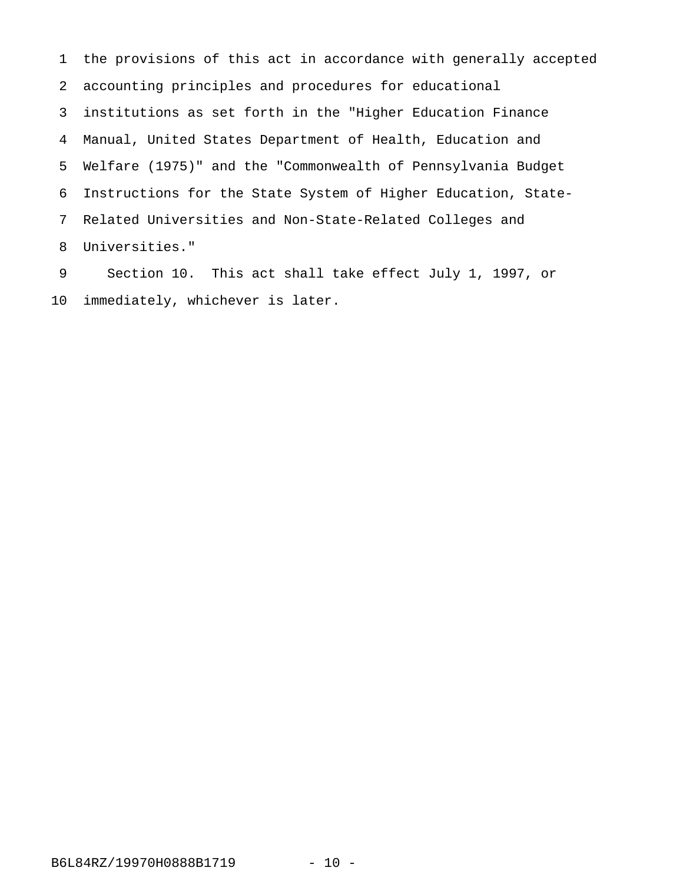the provisions of this act in accordance with generally accepted accounting principles and procedures for educational institutions as set forth in the "Higher Education Finance Manual, United States Department of Health, Education and Welfare (1975)" and the "Commonwealth of Pennsylvania Budget Instructions for the State System of Higher Education, State-Related Universities and Non-State-Related Colleges and Universities."

Section 10. This act shall take effect July 1, 1997, or immediately, whichever is later.